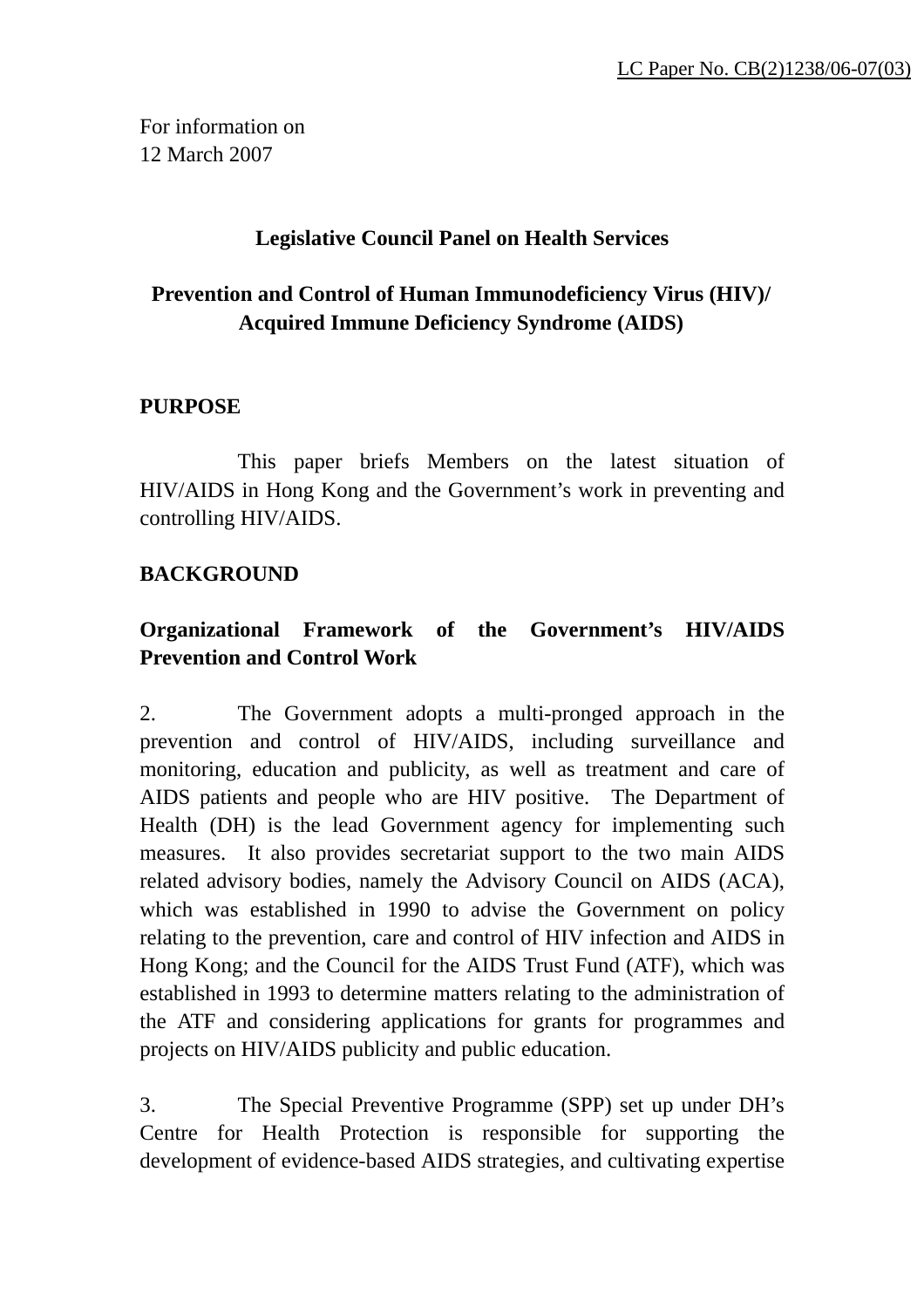LC Paper No. CB(2)1238/06-07(03)

For information on
12 March 2007

**Legislative Council Panel on Health Services**

**Prevention and Control of Human Immunodeficiency Virus (HIV)/ Acquired Immune Deficiency Syndrome (AIDS)**

## PURPOSE

This paper briefs Members on the latest situation of HIV/AIDS in Hong Kong and the Government's work in preventing and controlling HIV/AIDS.

## BACKGROUND

### Organizational Framework of the Government's HIV/AIDS Prevention and Control Work

2. The Government adopts a multi-pronged approach in the prevention and control of HIV/AIDS, including surveillance and monitoring, education and publicity, as well as treatment and care of AIDS patients and people who are HIV positive. The Department of Health (DH) is the lead Government agency for implementing such measures. It also provides secretariat support to the two main AIDS related advisory bodies, namely the Advisory Council on AIDS (ACA), which was established in 1990 to advise the Government on policy relating to the prevention, care and control of HIV infection and AIDS in Hong Kong; and the Council for the AIDS Trust Fund (ATF), which was established in 1993 to determine matters relating to the administration of the ATF and considering applications for grants for programmes and projects on HIV/AIDS publicity and public education.

3. The Special Preventive Programme (SPP) set up under DH's Centre for Health Protection is responsible for supporting the development of evidence-based AIDS strategies, and cultivating expertise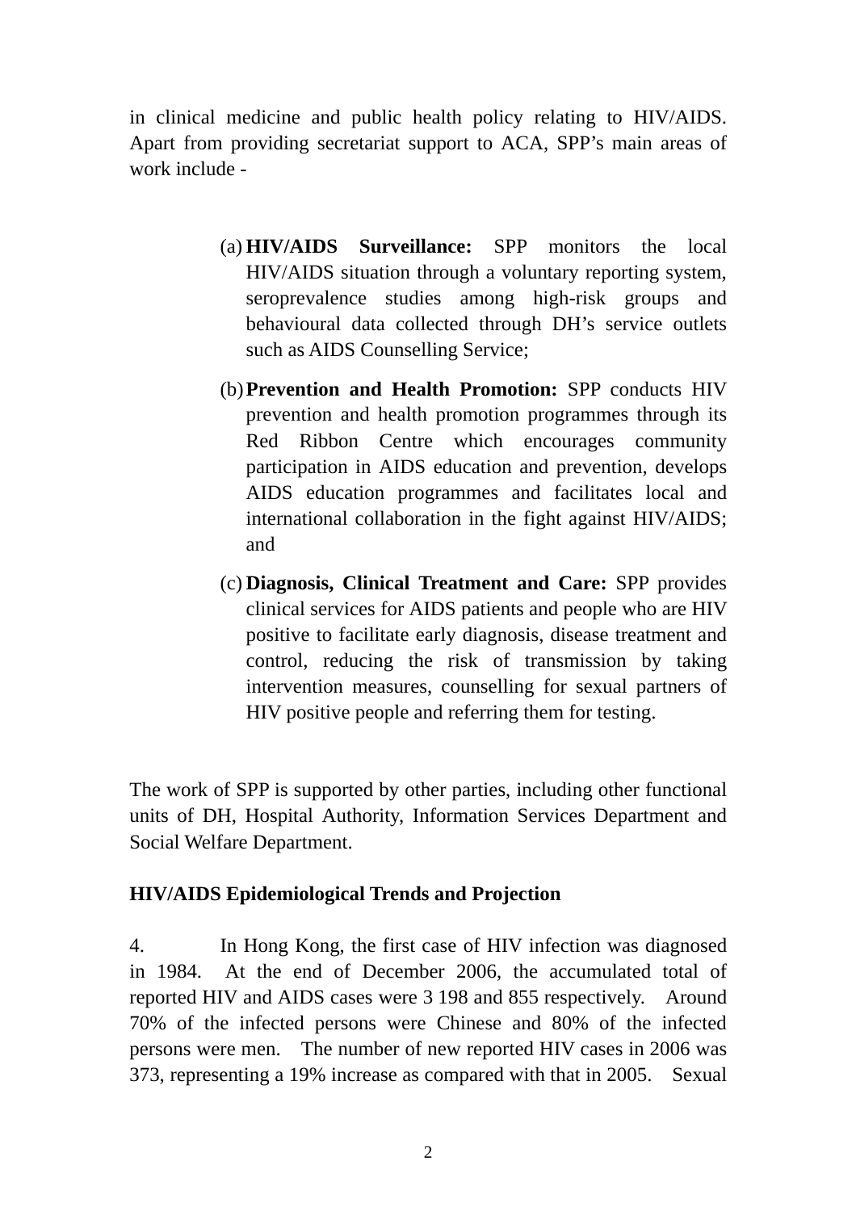in clinical medicine and public health policy relating to HIV/AIDS. Apart from providing secretariat support to ACA, SPP's main areas of work include -

(a) **HIV/AIDS Surveillance:** SPP monitors the local HIV/AIDS situation through a voluntary reporting system, seroprevalence studies among high-risk groups and behavioural data collected through DH's service outlets such as AIDS Counselling Service;

(b) **Prevention and Health Promotion:** SPP conducts HIV prevention and health promotion programmes through its Red Ribbon Centre which encourages community participation in AIDS education and prevention, develops AIDS education programmes and facilitates local and international collaboration in the fight against HIV/AIDS; and

(c) **Diagnosis, Clinical Treatment and Care:** SPP provides clinical services for AIDS patients and people who are HIV positive to facilitate early diagnosis, disease treatment and control, reducing the risk of transmission by taking intervention measures, counselling for sexual partners of HIV positive people and referring them for testing.

The work of SPP is supported by other parties, including other functional units of DH, Hospital Authority, Information Services Department and Social Welfare Department.

**HIV/AIDS Epidemiological Trends and Projection**

4. In Hong Kong, the first case of HIV infection was diagnosed in 1984. At the end of December 2006, the accumulated total of reported HIV and AIDS cases were 3 198 and 855 respectively. Around 70% of the infected persons were Chinese and 80% of the infected persons were men. The number of new reported HIV cases in 2006 was 373, representing a 19% increase as compared with that in 2005. Sexual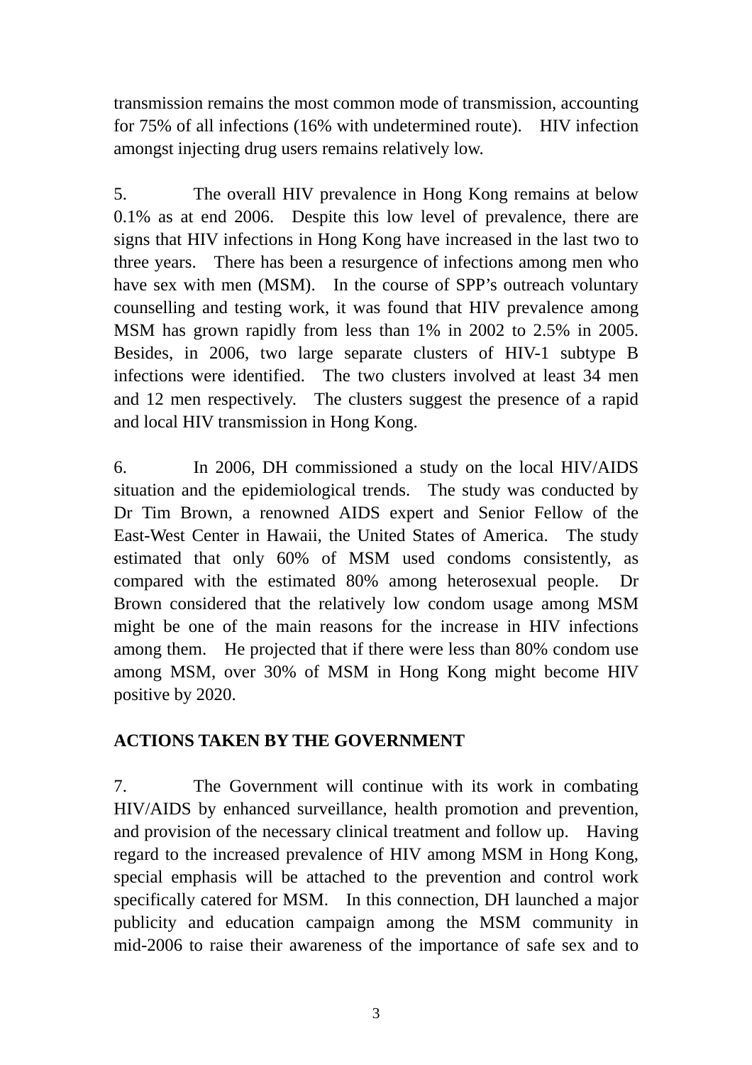transmission remains the most common mode of transmission, accounting for 75% of all infections (16% with undetermined route). HIV infection amongst injecting drug users remains relatively low.

5. The overall HIV prevalence in Hong Kong remains at below 0.1% as at end 2006. Despite this low level of prevalence, there are signs that HIV infections in Hong Kong have increased in the last two to three years. There has been a resurgence of infections among men who have sex with men (MSM). In the course of SPP's outreach voluntary counselling and testing work, it was found that HIV prevalence among MSM has grown rapidly from less than 1% in 2002 to 2.5% in 2005. Besides, in 2006, two large separate clusters of HIV-1 subtype B infections were identified. The two clusters involved at least 34 men and 12 men respectively. The clusters suggest the presence of a rapid and local HIV transmission in Hong Kong.

6. In 2006, DH commissioned a study on the local HIV/AIDS situation and the epidemiological trends. The study was conducted by Dr Tim Brown, a renowned AIDS expert and Senior Fellow of the East-West Center in Hawaii, the United States of America. The study estimated that only 60% of MSM used condoms consistently, as compared with the estimated 80% among heterosexual people. Dr Brown considered that the relatively low condom usage among MSM might be one of the main reasons for the increase in HIV infections among them. He projected that if there were less than 80% condom use among MSM, over 30% of MSM in Hong Kong might become HIV positive by 2020.

**ACTIONS TAKEN BY THE GOVERNMENT**

7. The Government will continue with its work in combating HIV/AIDS by enhanced surveillance, health promotion and prevention, and provision of the necessary clinical treatment and follow up. Having regard to the increased prevalence of HIV among MSM in Hong Kong, special emphasis will be attached to the prevention and control work specifically catered for MSM. In this connection, DH launched a major publicity and education campaign among the MSM community in mid-2006 to raise their awareness of the importance of safe sex and to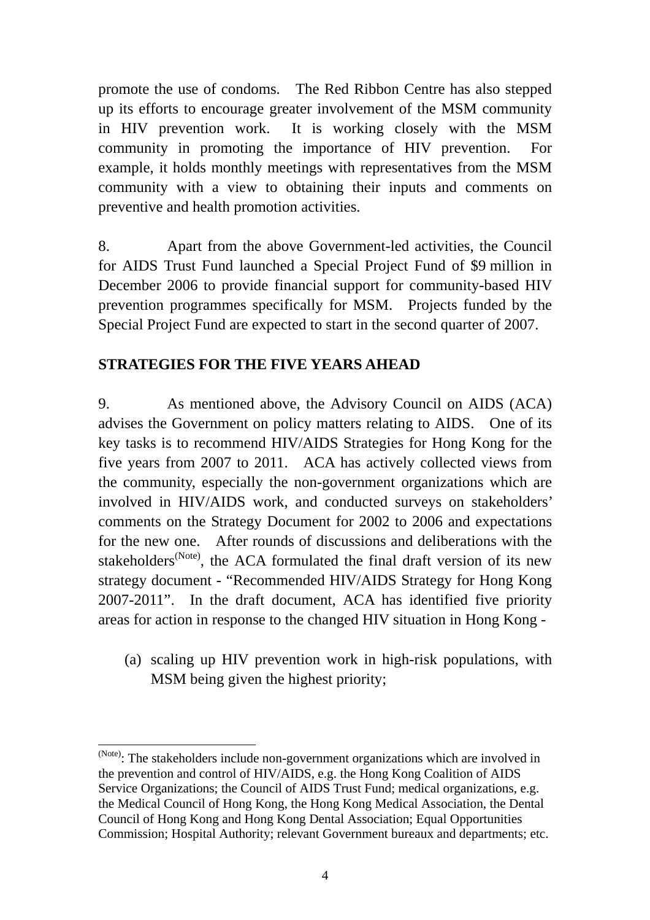promote the use of condoms. The Red Ribbon Centre has also stepped up its efforts to encourage greater involvement of the MSM community in HIV prevention work. It is working closely with the MSM community in promoting the importance of HIV prevention. For example, it holds monthly meetings with representatives from the MSM community with a view to obtaining their inputs and comments on preventive and health promotion activities.

8. Apart from the above Government-led activities, the Council for AIDS Trust Fund launched a Special Project Fund of $9 million in December 2006 to provide financial support for community-based HIV prevention programmes specifically for MSM. Projects funded by the Special Project Fund are expected to start in the second quarter of 2007.

## STRATEGIES FOR THE FIVE YEARS AHEAD

9. As mentioned above, the Advisory Council on AIDS (ACA) advises the Government on policy matters relating to AIDS. One of its key tasks is to recommend HIV/AIDS Strategies for Hong Kong for the five years from 2007 to 2011. ACA has actively collected views from the community, especially the non-government organizations which are involved in HIV/AIDS work, and conducted surveys on stakeholders' comments on the Strategy Document for 2002 to 2006 and expectations for the new one. After rounds of discussions and deliberations with the stakeholders[Note], the ACA formulated the final draft version of its new strategy document - "Recommended HIV/AIDS Strategy for Hong Kong 2007-2011". In the draft document, ACA has identified five priority areas for action in response to the changed HIV situation in Hong Kong -

(a) scaling up HIV prevention work in high-risk populations, with MSM being given the highest priority;

---

[Note]: The stakeholders include non-government organizations which are involved in the prevention and control of HIV/AIDS, e.g. the Hong Kong Coalition of AIDS Service Organizations; the Council of AIDS Trust Fund; medical organizations, e.g. the Medical Council of Hong Kong, the Hong Kong Medical Association, the Dental Council of Hong Kong and Hong Kong Dental Association; Equal Opportunities Commission; Hospital Authority; relevant Government bureaux and departments; etc.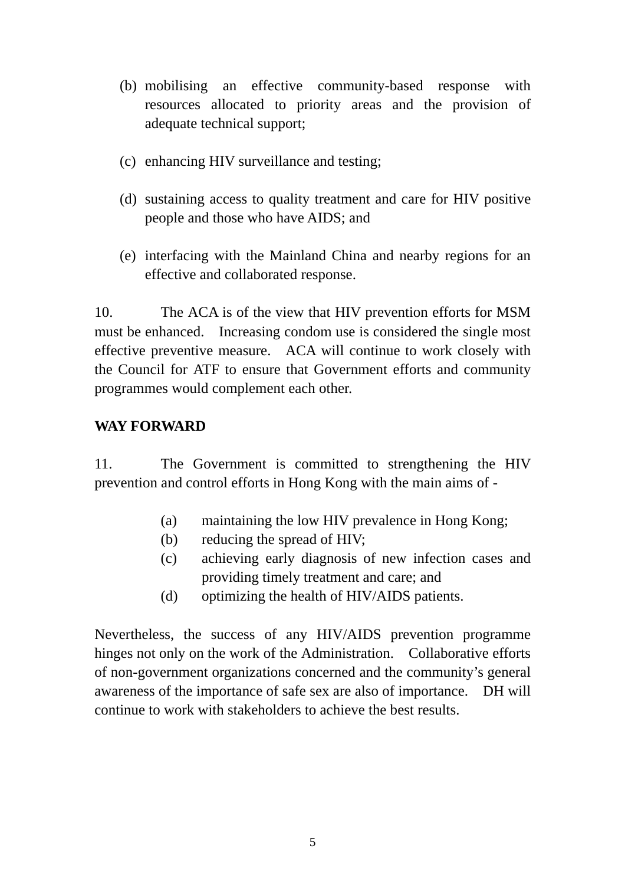(b) mobilising an effective community-based response with resources allocated to priority areas and the provision of adequate technical support;

(c) enhancing HIV surveillance and testing;

(d) sustaining access to quality treatment and care for HIV positive people and those who have AIDS; and

(e) interfacing with the Mainland China and nearby regions for an effective and collaborated response.

10. The ACA is of the view that HIV prevention efforts for MSM must be enhanced. Increasing condom use is considered the single most effective preventive measure. ACA will continue to work closely with the Council for ATF to ensure that Government efforts and community programmes would complement each other.

**WAY FORWARD**

11. The Government is committed to strengthening the HIV prevention and control efforts in Hong Kong with the main aims of -

(a) maintaining the low HIV prevalence in Hong Kong;
(b) reducing the spread of HIV;
(c) achieving early diagnosis of new infection cases and providing timely treatment and care; and
(d) optimizing the health of HIV/AIDS patients.

Nevertheless, the success of any HIV/AIDS prevention programme hinges not only on the work of the Administration. Collaborative efforts of non-government organizations concerned and the community's general awareness of the importance of safe sex are also of importance. DH will continue to work with stakeholders to achieve the best results.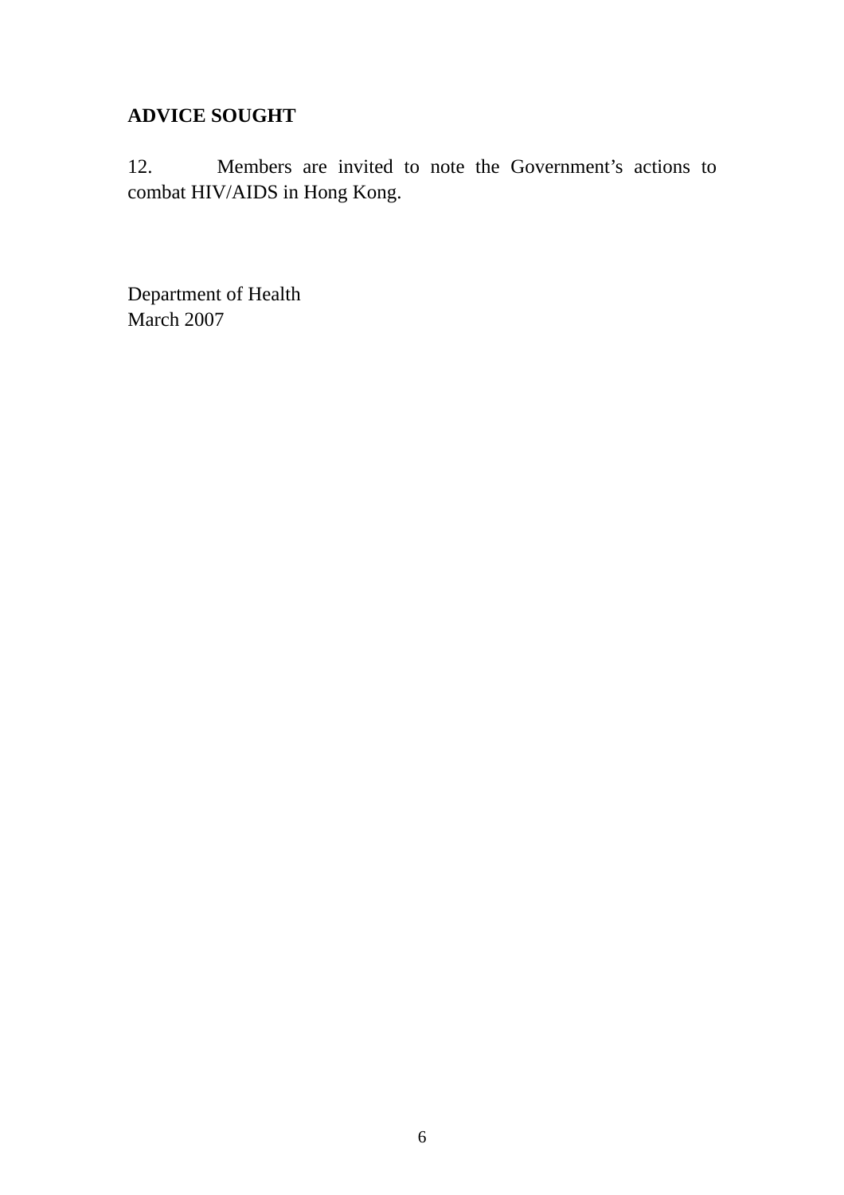## ADVICE SOUGHT

12. Members are invited to note the Government's actions to combat HIV/AIDS in Hong Kong.

Department of Health
March 2007